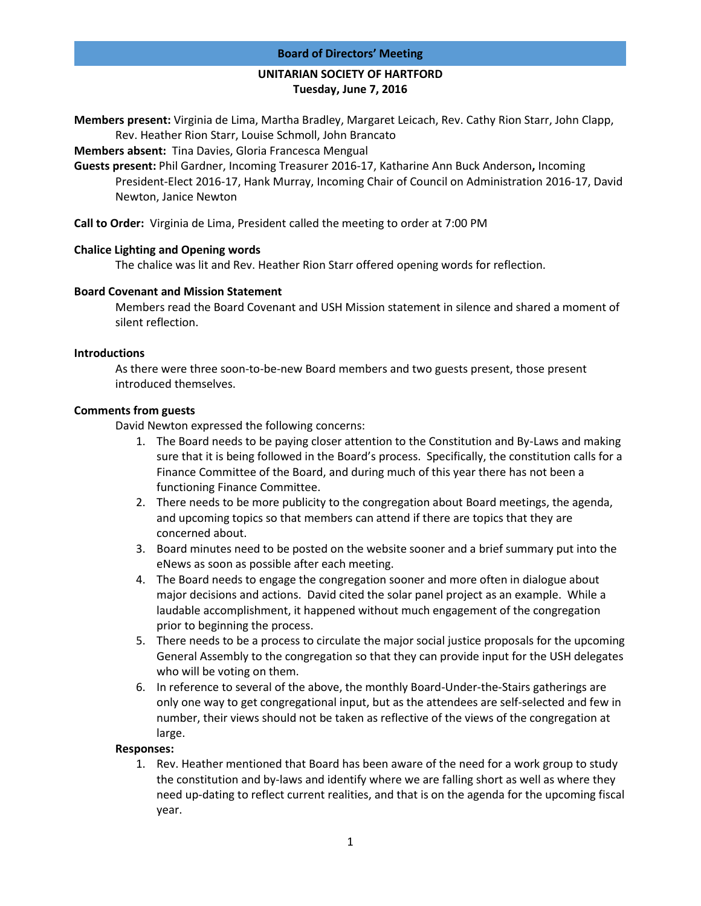## Board of Directors' Meeting

### UNITARIAN SOCIETY OF HARTFORD
### Tuesday, June 7, 2016

**Members present:** Virginia de Lima, Martha Bradley, Margaret Leicach, Rev. Cathy Rion Starr, John Clapp, Rev. Heather Rion Starr, Louise Schmoll, John Brancato

**Members absent:** Tina Davies, Gloria Francesca Mengual

**Guests present:** Phil Gardner, Incoming Treasurer 2016-17, Katharine Ann Buck Anderson**,** Incoming President-Elect 2016-17, Hank Murray, Incoming Chair of Council on Administration 2016-17, David Newton, Janice Newton

**Call to Order:** Virginia de Lima, President called the meeting to order at 7:00 PM

**Chalice Lighting and Opening words**

The chalice was lit and Rev. Heather Rion Starr offered opening words for reflection.

**Board Covenant and Mission Statement**

Members read the Board Covenant and USH Mission statement in silence and shared a moment of silent reflection.

**Introductions**

As there were three soon-to-be-new Board members and two guests present, those present introduced themselves.

**Comments from guests**

David Newton expressed the following concerns:

1. The Board needs to be paying closer attention to the Constitution and By-Laws and making sure that it is being followed in the Board's process. Specifically, the constitution calls for a Finance Committee of the Board, and during much of this year there has not been a functioning Finance Committee.
2. There needs to be more publicity to the congregation about Board meetings, the agenda, and upcoming topics so that members can attend if there are topics that they are concerned about.
3. Board minutes need to be posted on the website sooner and a brief summary put into the eNews as soon as possible after each meeting.
4. The Board needs to engage the congregation sooner and more often in dialogue about major decisions and actions. David cited the solar panel project as an example. While a laudable accomplishment, it happened without much engagement of the congregation prior to beginning the process.
5. There needs to be a process to circulate the major social justice proposals for the upcoming General Assembly to the congregation so that they can provide input for the USH delegates who will be voting on them.
6. In reference to several of the above, the monthly Board-Under-the-Stairs gatherings are only one way to get congregational input, but as the attendees are self-selected and few in number, their views should not be taken as reflective of the views of the congregation at large.

**Responses:**

1. Rev. Heather mentioned that Board has been aware of the need for a work group to study the constitution and by-laws and identify where we are falling short as well as where they need up-dating to reflect current realities, and that is on the agenda for the upcoming fiscal year.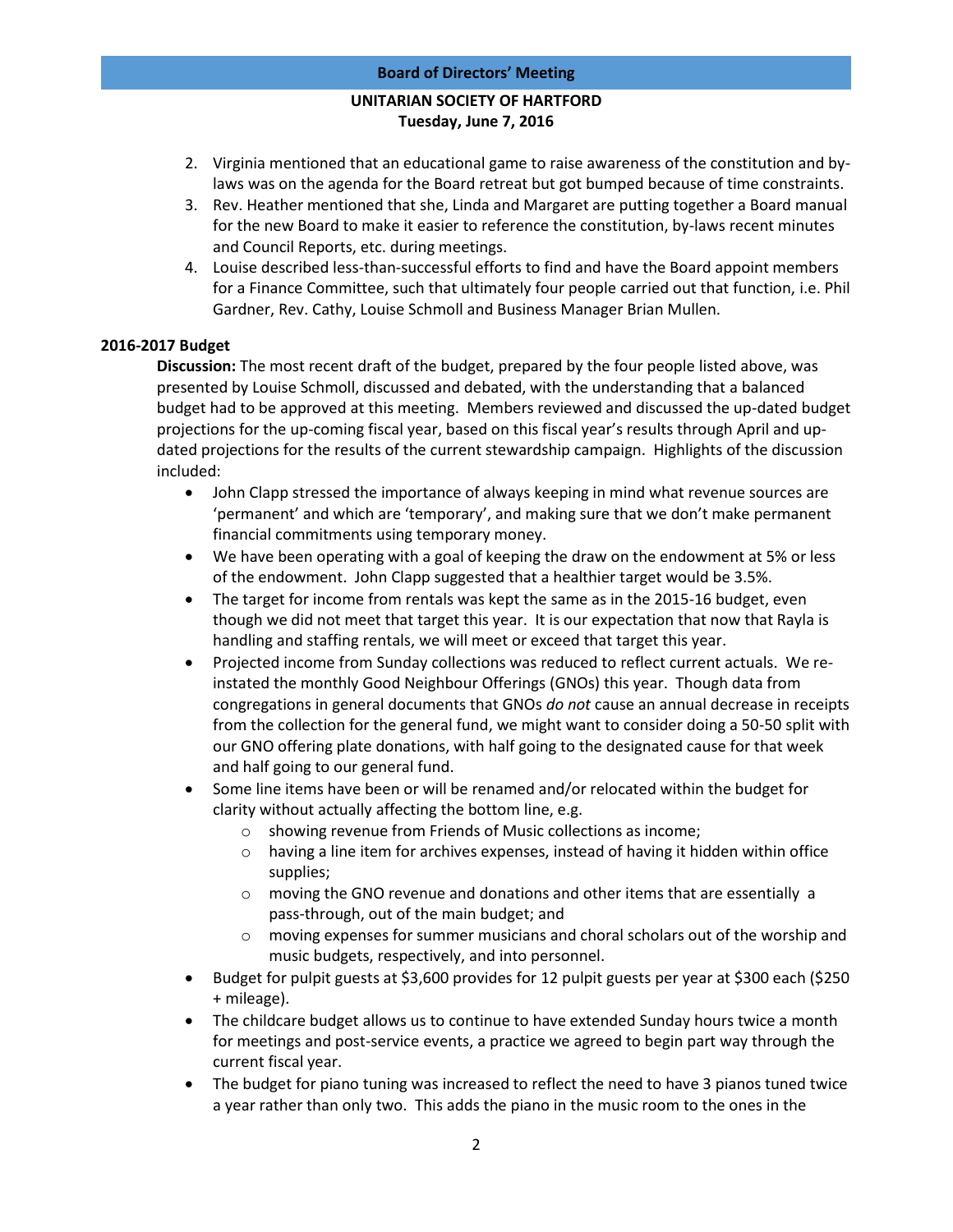2. Virginia mentioned that an educational game to raise awareness of the constitution and by-laws was on the agenda for the Board retreat but got bumped because of time constraints.
3. Rev. Heather mentioned that she, Linda and Margaret are putting together a Board manual for the new Board to make it easier to reference the constitution, by-laws recent minutes and Council Reports, etc. during meetings.
4. Louise described less-than-successful efforts to find and have the Board appoint members for a Finance Committee, such that ultimately four people carried out that function, i.e. Phil Gardner, Rev. Cathy, Louise Schmoll and Business Manager Brian Mullen.

**2016-2017 Budget**

**Discussion:** The most recent draft of the budget, prepared by the four people listed above, was presented by Louise Schmoll, discussed and debated, with the understanding that a balanced budget had to be approved at this meeting. Members reviewed and discussed the up-dated budget projections for the up-coming fiscal year, based on this fiscal year's results through April and up-dated projections for the results of the current stewardship campaign. Highlights of the discussion included:

- John Clapp stressed the importance of always keeping in mind what revenue sources are 'permanent' and which are 'temporary', and making sure that we don't make permanent financial commitments using temporary money.
- We have been operating with a goal of keeping the draw on the endowment at 5% or less of the endowment. John Clapp suggested that a healthier target would be 3.5%.
- The target for income from rentals was kept the same as in the 2015-16 budget, even though we did not meet that target this year. It is our expectation that now that Rayla is handling and staffing rentals, we will meet or exceed that target this year.
- Projected income from Sunday collections was reduced to reflect current actuals. We re-instated the monthly Good Neighbour Offerings (GNOs) this year. Though data from congregations in general documents that GNOs *do not* cause an annual decrease in receipts from the collection for the general fund, we might want to consider doing a 50-50 split with our GNO offering plate donations, with half going to the designated cause for that week and half going to our general fund.
- Some line items have been or will be renamed and/or relocated within the budget for clarity without actually affecting the bottom line, e.g.
  - showing revenue from Friends of Music collections as income;
  - having a line item for archives expenses, instead of having it hidden within office supplies;
  - moving the GNO revenue and donations and other items that are essentially a pass-through, out of the main budget; and
  - moving expenses for summer musicians and choral scholars out of the worship and music budgets, respectively, and into personnel.
- Budget for pulpit guests at $3,600 provides for 12 pulpit guests per year at $300 each ($250 + mileage).
- The childcare budget allows us to continue to have extended Sunday hours twice a month for meetings and post-service events, a practice we agreed to begin part way through the current fiscal year.
- The budget for piano tuning was increased to reflect the need to have 3 pianos tuned twice a year rather than only two. This adds the piano in the music room to the ones in the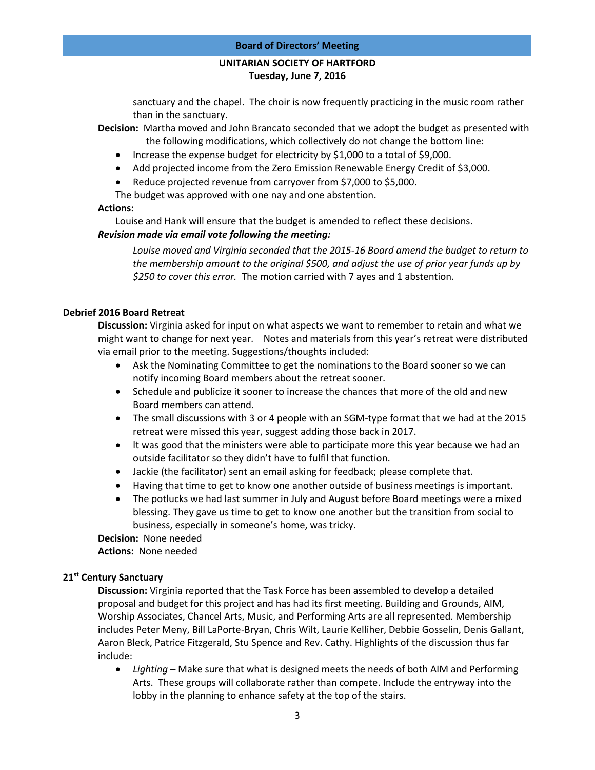sanctuary and the chapel. The choir is now frequently practicing in the music room rather than in the sanctuary.

**Decision:** Martha moved and John Brancato seconded that we adopt the budget as presented with the following modifications, which collectively do not change the bottom line:

- Increase the expense budget for electricity by $1,000 to a total of $9,000.
- Add projected income from the Zero Emission Renewable Energy Credit of $3,000.
- Reduce projected revenue from carryover from $7,000 to $5,000.

The budget was approved with one nay and one abstention.

**Actions:**

Louise and Hank will ensure that the budget is amended to reflect these decisions.

***Revision made via email vote following the meeting:***

*Louise moved and Virginia seconded that the 2015-16 Board amend the budget to return to the membership amount to the original $500, and adjust the use of prior year funds up by $250 to cover this error.* The motion carried with 7 ayes and 1 abstention.

**Debrief 2016 Board Retreat**

**Discussion:** Virginia asked for input on what aspects we want to remember to retain and what we might want to change for next year. Notes and materials from this year's retreat were distributed via email prior to the meeting. Suggestions/thoughts included:

- Ask the Nominating Committee to get the nominations to the Board sooner so we can notify incoming Board members about the retreat sooner.
- Schedule and publicize it sooner to increase the chances that more of the old and new Board members can attend.
- The small discussions with 3 or 4 people with an SGM-type format that we had at the 2015 retreat were missed this year, suggest adding those back in 2017.
- It was good that the ministers were able to participate more this year because we had an outside facilitator so they didn't have to fulfil that function.
- Jackie (the facilitator) sent an email asking for feedback; please complete that.
- Having that time to get to know one another outside of business meetings is important.
- The potlucks we had last summer in July and August before Board meetings were a mixed blessing. They gave us time to get to know one another but the transition from social to business, especially in someone's home, was tricky.

**Decision:** None needed

**Actions:** None needed

**21st Century Sanctuary**

**Discussion:** Virginia reported that the Task Force has been assembled to develop a detailed proposal and budget for this project and has had its first meeting. Building and Grounds, AIM, Worship Associates, Chancel Arts, Music, and Performing Arts are all represented. Membership includes Peter Meny, Bill LaPorte-Bryan, Chris Wilt, Laurie Kelliher, Debbie Gosselin, Denis Gallant, Aaron Bleck, Patrice Fitzgerald, Stu Spence and Rev. Cathy. Highlights of the discussion thus far include:

- *Lighting* – Make sure that what is designed meets the needs of both AIM and Performing Arts. These groups will collaborate rather than compete. Include the entryway into the lobby in the planning to enhance safety at the top of the stairs.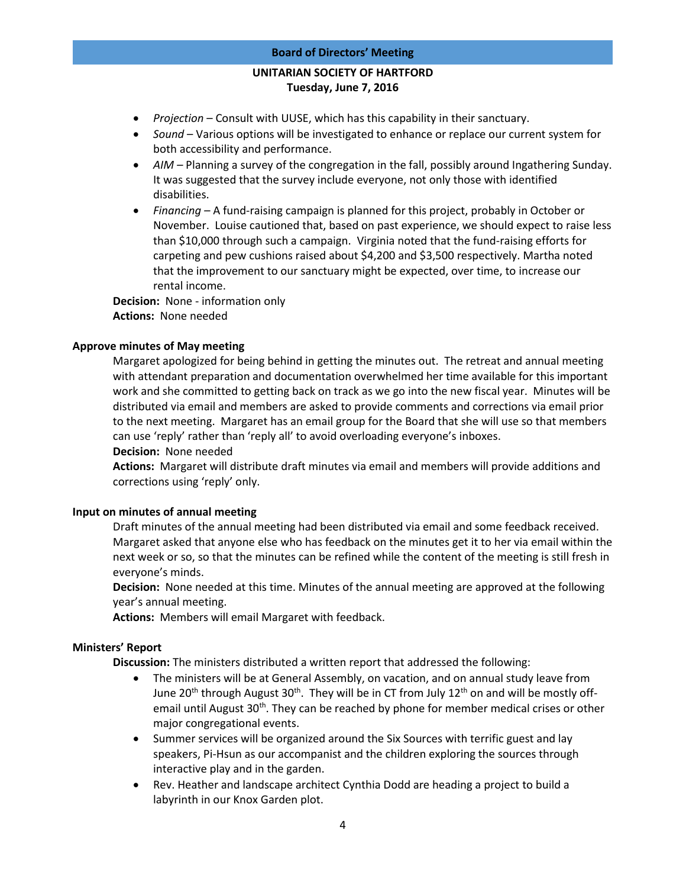- *Projection* – Consult with UUSE, which has this capability in their sanctuary.
- *Sound* – Various options will be investigated to enhance or replace our current system for both accessibility and performance.
- *AIM* – Planning a survey of the congregation in the fall, possibly around Ingathering Sunday. It was suggested that the survey include everyone, not only those with identified disabilities.
- *Financing* – A fund-raising campaign is planned for this project, probably in October or November. Louise cautioned that, based on past experience, we should expect to raise less than $10,000 through such a campaign. Virginia noted that the fund-raising efforts for carpeting and pew cushions raised about $4,200 and $3,500 respectively. Martha noted that the improvement to our sanctuary might be expected, over time, to increase our rental income.

**Decision:** None - information only
**Actions:** None needed

**Approve minutes of May meeting**

Margaret apologized for being behind in getting the minutes out. The retreat and annual meeting with attendant preparation and documentation overwhelmed her time available for this important work and she committed to getting back on track as we go into the new fiscal year. Minutes will be distributed via email and members are asked to provide comments and corrections via email prior to the next meeting. Margaret has an email group for the Board that she will use so that members can use 'reply' rather than 'reply all' to avoid overloading everyone's inboxes.

**Decision:** None needed

**Actions:** Margaret will distribute draft minutes via email and members will provide additions and corrections using 'reply' only.

**Input on minutes of annual meeting**

Draft minutes of the annual meeting had been distributed via email and some feedback received. Margaret asked that anyone else who has feedback on the minutes get it to her via email within the next week or so, so that the minutes can be refined while the content of the meeting is still fresh in everyone's minds.

**Decision:** None needed at this time. Minutes of the annual meeting are approved at the following year's annual meeting.

**Actions:** Members will email Margaret with feedback.

**Ministers' Report**

**Discussion:** The ministers distributed a written report that addressed the following:

- The ministers will be at General Assembly, on vacation, and on annual study leave from June 20th through August 30th. They will be in CT from July 12th on and will be mostly off-email until August 30th. They can be reached by phone for member medical crises or other major congregational events.
- Summer services will be organized around the Six Sources with terrific guest and lay speakers, Pi-Hsun as our accompanist and the children exploring the sources through interactive play and in the garden.
- Rev. Heather and landscape architect Cynthia Dodd are heading a project to build a labyrinth in our Knox Garden plot.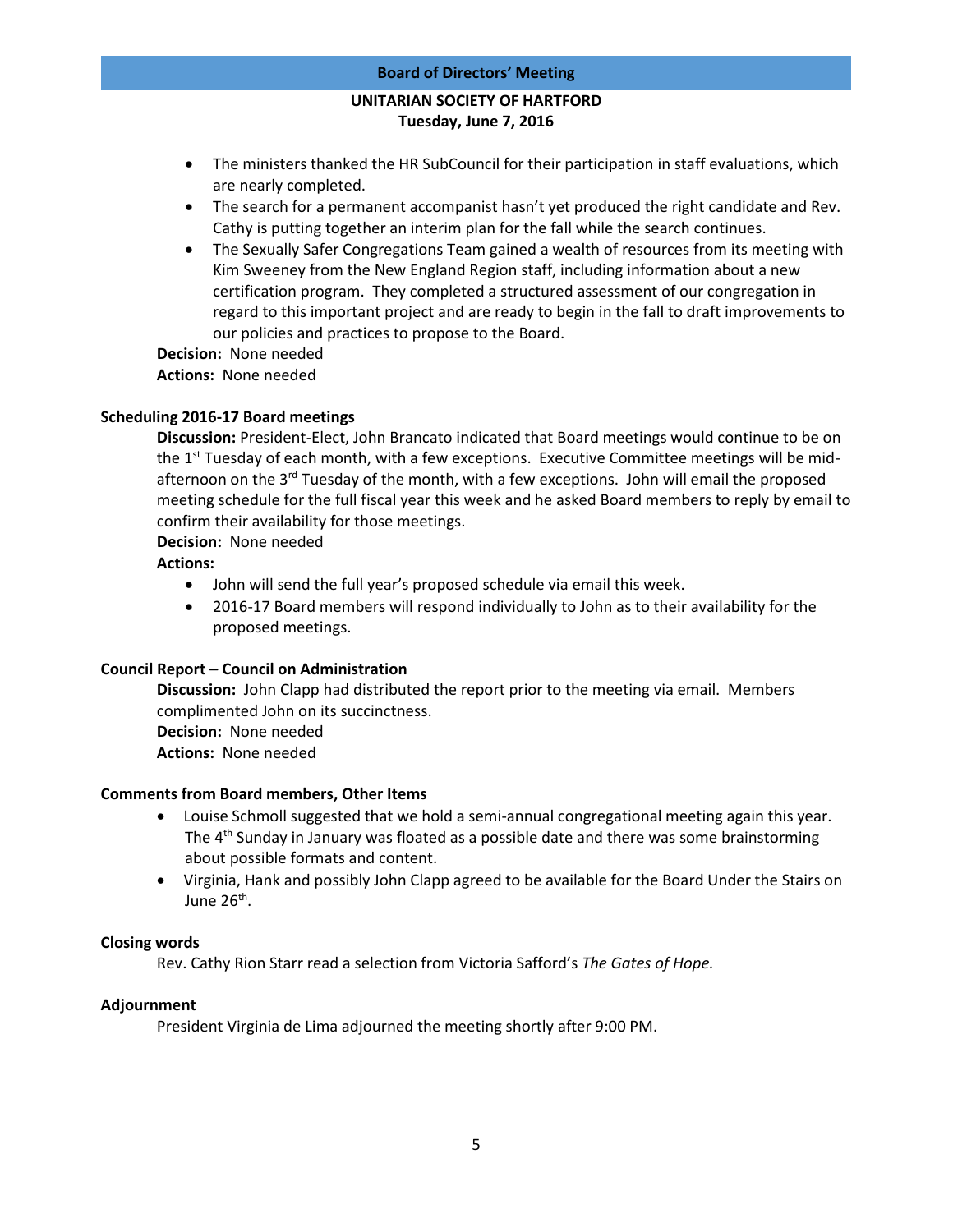- The ministers thanked the HR SubCouncil for their participation in staff evaluations, which are nearly completed.
- The search for a permanent accompanist hasn't yet produced the right candidate and Rev. Cathy is putting together an interim plan for the fall while the search continues.
- The Sexually Safer Congregations Team gained a wealth of resources from its meeting with Kim Sweeney from the New England Region staff, including information about a new certification program. They completed a structured assessment of our congregation in regard to this important project and are ready to begin in the fall to draft improvements to our policies and practices to propose to the Board.

**Decision:** None needed
**Actions:** None needed

**Scheduling 2016-17 Board meetings**

**Discussion:** President-Elect, John Brancato indicated that Board meetings would continue to be on the 1st Tuesday of each month, with a few exceptions. Executive Committee meetings will be mid-afternoon on the 3rd Tuesday of the month, with a few exceptions. John will email the proposed meeting schedule for the full fiscal year this week and he asked Board members to reply by email to confirm their availability for those meetings.
**Decision:** None needed
**Actions:**

- John will send the full year's proposed schedule via email this week.
- 2016-17 Board members will respond individually to John as to their availability for the proposed meetings.

**Council Report – Council on Administration**

**Discussion:** John Clapp had distributed the report prior to the meeting via email. Members complimented John on its succinctness.
**Decision:** None needed
**Actions:** None needed

**Comments from Board members, Other Items**

- Louise Schmoll suggested that we hold a semi-annual congregational meeting again this year. The 4th Sunday in January was floated as a possible date and there was some brainstorming about possible formats and content.
- Virginia, Hank and possibly John Clapp agreed to be available for the Board Under the Stairs on June 26th.

**Closing words**

Rev. Cathy Rion Starr read a selection from Victoria Safford's *The Gates of Hope.*

**Adjournment**

President Virginia de Lima adjourned the meeting shortly after 9:00 PM.